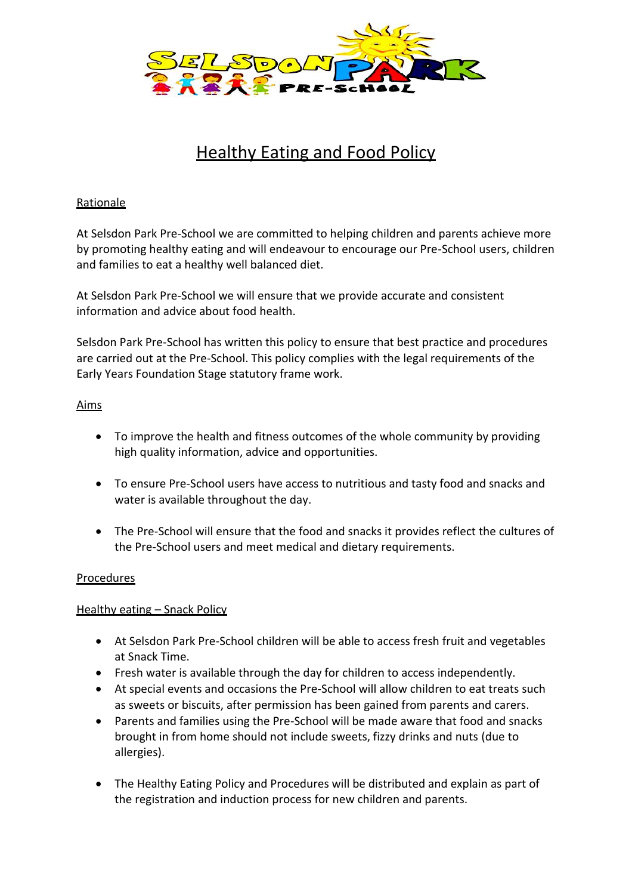# Healthy Eating and Food Policy

## Rationale

At Selsdon Park Pre-School we are committed to helping children and parents achieve more by promoting healthy eating and will endeavour to encourage our Pre-School users, children and families to eat a healthy well balanced diet.

At Selsdon Park Pre-School we will ensure that we provide accurate and consistent information and advice about food health.

Selsdon Park Pre-School has written this policy to ensure that best practice and procedures are carried out at the Pre-School. This policy complies with the legal requirements of the Early Years Foundation Stage statutory frame work.

## Aims

- To improve the health and fitness outcomes of the whole community by providing high quality information, advice and opportunities.

- To ensure Pre-School users have access to nutritious and tasty food and snacks and water is available throughout the day.

- The Pre-School will ensure that the food and snacks it provides reflect the cultures of the Pre-School users and meet medical and dietary requirements.

## Procedures

### Healthy eating – Snack Policy

- At Selsdon Park Pre-School children will be able to access fresh fruit and vegetables at Snack Time.
- Fresh water is available through the day for children to access independently.
- At special events and occasions the Pre-School will allow children to eat treats such as sweets or biscuits, after permission has been gained from parents and carers.
- Parents and families using the Pre-School will be made aware that food and snacks brought in from home should not include sweets, fizzy drinks and nuts (due to allergies).

- The Healthy Eating Policy and Procedures will be distributed and explain as part of the registration and induction process for new children and parents.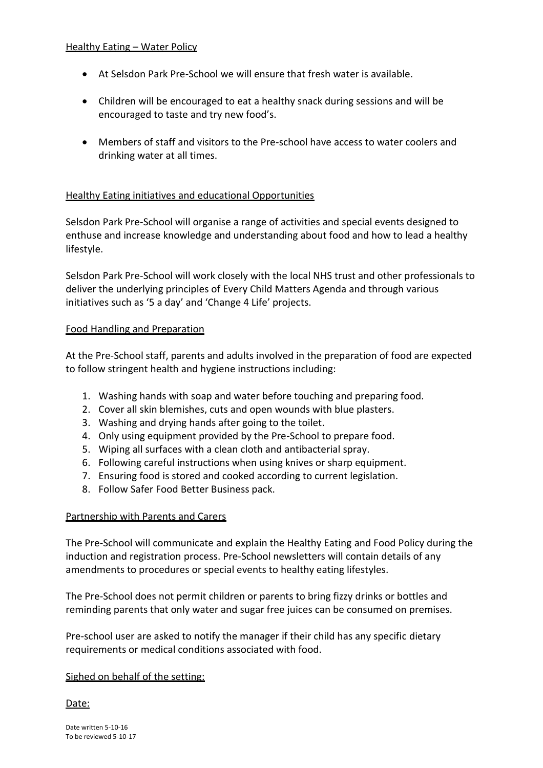Healthy Eating – Water Policy

- At Selsdon Park Pre-School we will ensure that fresh water is available.
- Children will be encouraged to eat a healthy snack during sessions and will be encouraged to taste and try new food's.
- Members of staff and visitors to the Pre-school have access to water coolers and drinking water at all times.

Healthy Eating initiatives and educational Opportunities

Selsdon Park Pre-School will organise a range of activities and special events designed to enthuse and increase knowledge and understanding about food and how to lead a healthy lifestyle.

Selsdon Park Pre-School will work closely with the local NHS trust and other professionals to deliver the underlying principles of Every Child Matters Agenda and through various initiatives such as '5 a day' and 'Change 4 Life' projects.

Food Handling and Preparation

At the Pre-School staff, parents and adults involved in the preparation of food are expected to follow stringent health and hygiene instructions including:

1. Washing hands with soap and water before touching and preparing food.
2. Cover all skin blemishes, cuts and open wounds with blue plasters.
3. Washing and drying hands after going to the toilet.
4. Only using equipment provided by the Pre-School to prepare food.
5. Wiping all surfaces with a clean cloth and antibacterial spray.
6. Following careful instructions when using knives or sharp equipment.
7. Ensuring food is stored and cooked according to current legislation.
8. Follow Safer Food Better Business pack.

Partnership with Parents and Carers

The Pre-School will communicate and explain the Healthy Eating and Food Policy during the induction and registration process. Pre-School newsletters will contain details of any amendments to procedures or special events to healthy eating lifestyles.

The Pre-School does not permit children or parents to bring fizzy drinks or bottles and reminding parents that only water and sugar free juices can be consumed on premises.

Pre-school user are asked to notify the manager if their child has any specific dietary requirements or medical conditions associated with food.

Sighed on behalf of the setting:

Date:

Date written 5-10-16
To be reviewed 5-10-17